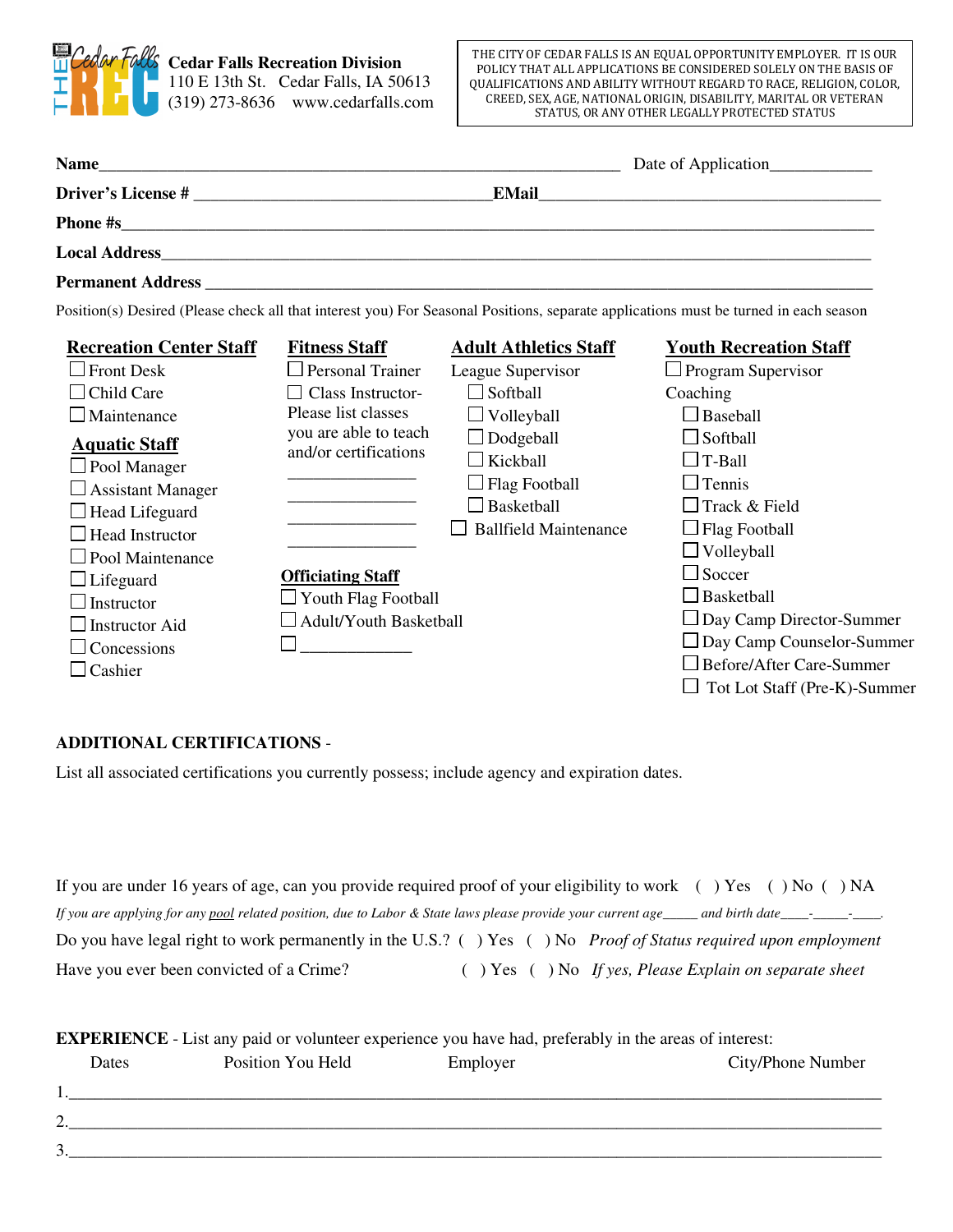**Cedar Falls Recreation Division**
110 E 13th St. Cedar Falls, IA 50613
(319) 273-8636 www.cedarfalls.com

THE CITY OF CEDAR FALLS IS AN EQUAL OPPORTUNITY EMPLOYER. IT IS OUR POLICY THAT ALL APPLICATIONS BE CONSIDERED SOLELY ON THE BASIS OF QUALIFICATIONS AND ABILITY WITHOUT REGARD TO RACE, RELIGION, COLOR, CREED, SEX, AGE, NATIONAL ORIGIN, DISABILITY, MARITAL OR VETERAN STATUS, OR ANY OTHER LEGALLY PROTECTED STATUS

**Name**_______________________________________________ Date of Application___________

**Driver's License #** ______________________________**EMail**_______________________________

**Phone #s**_________________________________________________________________________

**Local Address**_____________________________________________________________________

**Permanent Address** _________________________________________________________________

Position(s) Desired (Please check all that interest you) For Seasonal Positions, separate applications must be turned in each season

**Recreation Center Staff**
- ☐ Front Desk
- ☐ Child Care
- ☐ Maintenance

**Aquatic Staff**
- ☐ Pool Manager
- ☐ Assistant Manager
- ☐ Head Lifeguard
- ☐ Head Instructor
- ☐ Pool Maintenance
- ☐ Lifeguard
- ☐ Instructor
- ☐ Instructor Aid
- ☐ Concessions
- ☐ Cashier

**Fitness Staff**
- ☐ Personal Trainer
- ☐ Class Instructor- Please list classes you are able to teach and/or certifications

______________
______________
______________
______________

**Officiating Staff**
- ☐ Youth Flag Football
- ☐ Adult/Youth Basketball
- ☐ ____________

**Adult Athletics Staff**

League Supervisor
- ☐ Softball
- ☐ Volleyball
- ☐ Dodgeball
- ☐ Kickball
- ☐ Flag Football
- ☐ Basketball

☐ Ballfield Maintenance

**Youth Recreation Staff**
- ☐ Program Supervisor

Coaching
- ☐ Baseball
- ☐ Softball
- ☐ T-Ball
- ☐ Tennis
- ☐ Track & Field
- ☐ Flag Football
- ☐ Volleyball
- ☐ Soccer
- ☐ Basketball
- ☐ Day Camp Director-Summer
- ☐ Day Camp Counselor-Summer
- ☐ Before/After Care-Summer
- ☐ Tot Lot Staff (Pre-K)-Summer

**ADDITIONAL CERTIFICATIONS** -

List all associated certifications you currently possess; include agency and expiration dates.

If you are under 16 years of age, can you provide required proof of your eligibility to work ( ) Yes ( ) No ( ) NA

*If you are applying for any pool related position, due to Labor & State laws please provide your current age_____ and birth date____-_____-____.*

Do you have legal right to work permanently in the U.S.? ( ) Yes ( ) No *Proof of Status required upon employment*

Have you ever been convicted of a Crime? ( ) Yes ( ) No *If yes, Please Explain on separate sheet*

**EXPERIENCE** - List any paid or volunteer experience you have had, preferably in the areas of interest:

| Dates | Position You Held | Employer | City/Phone Number |
|---|---|---|---|
| 1. | | | |
| 2. | | | |
| 3. | | | |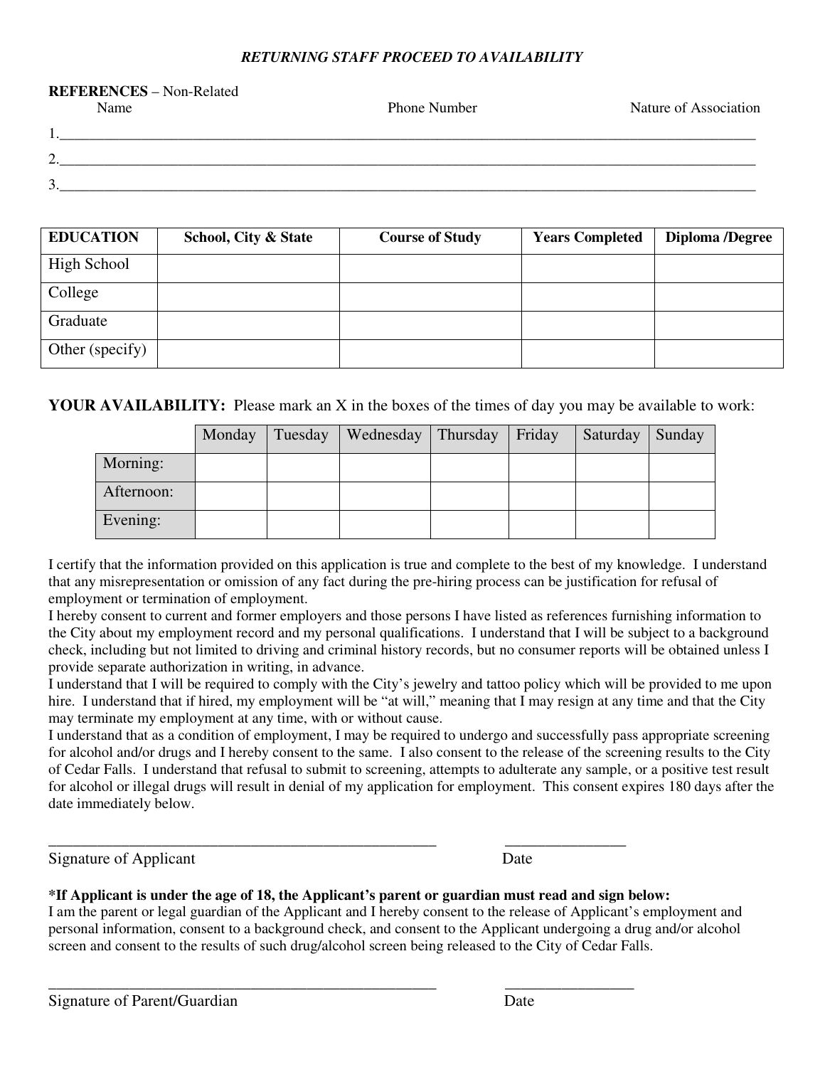***RETURNING STAFF PROCEED TO AVAILABILITY***

**REFERENCES** – Non-Related

Name | Phone Number | Nature of Association

1.______________________________________________________________________________

2.______________________________________________________________________________

3.______________________________________________________________________________

| EDUCATION | School, City & State | Course of Study | Years Completed | Diploma /Degree |
|---|---|---|---|---|
| High School | | | | |
| College | | | | |
| Graduate | | | | |
| Other (specify) | | | | |

**YOUR AVAILABILITY:** Please mark an X in the boxes of the times of day you may be available to work:

| | Monday | Tuesday | Wednesday | Thursday | Friday | Saturday | Sunday |
|---|---|---|---|---|---|---|---|
| Morning: | | | | | | | |
| Afternoon: | | | | | | | |
| Evening: | | | | | | | |

I certify that the information provided on this application is true and complete to the best of my knowledge. I understand that any misrepresentation or omission of any fact during the pre-hiring process can be justification for refusal of employment or termination of employment.

I hereby consent to current and former employers and those persons I have listed as references furnishing information to the City about my employment record and my personal qualifications. I understand that I will be subject to a background check, including but not limited to driving and criminal history records, but no consumer reports will be obtained unless I provide separate authorization in writing, in advance.

I understand that I will be required to comply with the City's jewelry and tattoo policy which will be provided to me upon hire. I understand that if hired, my employment will be "at will," meaning that I may resign at any time and that the City may terminate my employment at any time, with or without cause.

I understand that as a condition of employment, I may be required to undergo and successfully pass appropriate screening for alcohol and/or drugs and I hereby consent to the same. I also consent to the release of the screening results to the City of Cedar Falls. I understand that refusal to submit to screening, attempts to adulterate any sample, or a positive test result for alcohol or illegal drugs will result in denial of my application for employment. This consent expires 180 days after the date immediately below.

_____________________________________________ ______________

Signature of Applicant Date

**\*If Applicant is under the age of 18, the Applicant's parent or guardian must read and sign below:**

I am the parent or legal guardian of the Applicant and I hereby consent to the release of Applicant's employment and personal information, consent to a background check, and consent to the Applicant undergoing a drug and/or alcohol screen and consent to the results of such drug/alcohol screen being released to the City of Cedar Falls.

_____________________________________________ ______________

Signature of Parent/Guardian Date